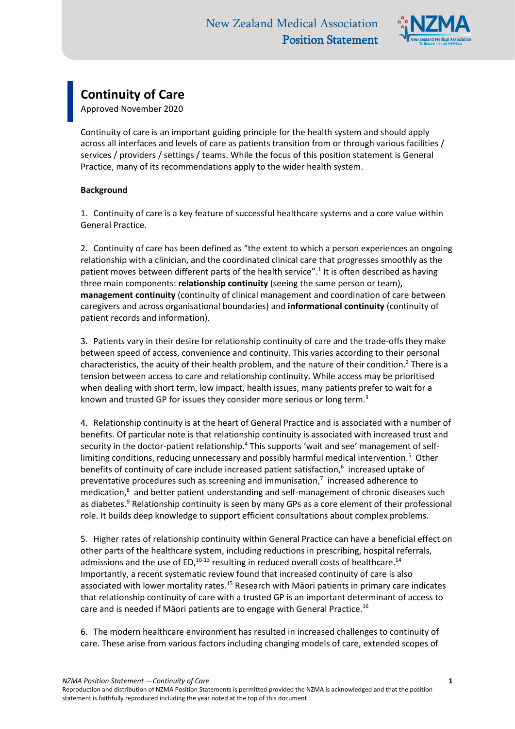New Zealand Medical Association
**Position Statement**

# Continuity of Care

Approved November 2020

Continuity of care is an important guiding principle for the health system and should apply across all interfaces and levels of care as patients transition from or through various facilities / services / providers / settings / teams. While the focus of this position statement is General Practice, many of its recommendations apply to the wider health system.

**Background**

1. Continuity of care is a key feature of successful healthcare systems and a core value within General Practice.

2. Continuity of care has been defined as "the extent to which a person experiences an ongoing relationship with a clinician, and the coordinated clinical care that progresses smoothly as the patient moves between different parts of the health service".[1] It is often described as having three main components: **relationship continuity** (seeing the same person or team), **management continuity** (continuity of clinical management and coordination of care between caregivers and across organisational boundaries) and **informational continuity** (continuity of patient records and information).

3. Patients vary in their desire for relationship continuity of care and the trade-offs they make between speed of access, convenience and continuity. This varies according to their personal characteristics, the acuity of their health problem, and the nature of their condition.[2] There is a tension between access to care and relationship continuity. While access may be prioritised when dealing with short term, low impact, health issues, many patients prefer to wait for a known and trusted GP for issues they consider more serious or long term.[3]

4. Relationship continuity is at the heart of General Practice and is associated with a number of benefits. Of particular note is that relationship continuity is associated with increased trust and security in the doctor-patient relationship.[4] This supports 'wait and see' management of self-limiting conditions, reducing unnecessary and possibly harmful medical intervention.[5] Other benefits of continuity of care include increased patient satisfaction,[6] increased uptake of preventative procedures such as screening and immunisation,[7] increased adherence to medication,[8] and better patient understanding and self-management of chronic diseases such as diabetes.[9] Relationship continuity is seen by many GPs as a core element of their professional role. It builds deep knowledge to support efficient consultations about complex problems.

5. Higher rates of relationship continuity within General Practice can have a beneficial effect on other parts of the healthcare system, including reductions in prescribing, hospital referrals, admissions and the use of ED,[10-13] resulting in reduced overall costs of healthcare.[14] Importantly, a recent systematic review found that increased continuity of care is also associated with lower mortality rates.[15] Research with Māori patients in primary care indicates that relationship continuity of care with a trusted GP is an important determinant of access to care and is needed if Māori patients are to engage with General Practice.[16]

6. The modern healthcare environment has resulted in increased challenges to continuity of care. These arise from various factors including changing models of care, extended scopes of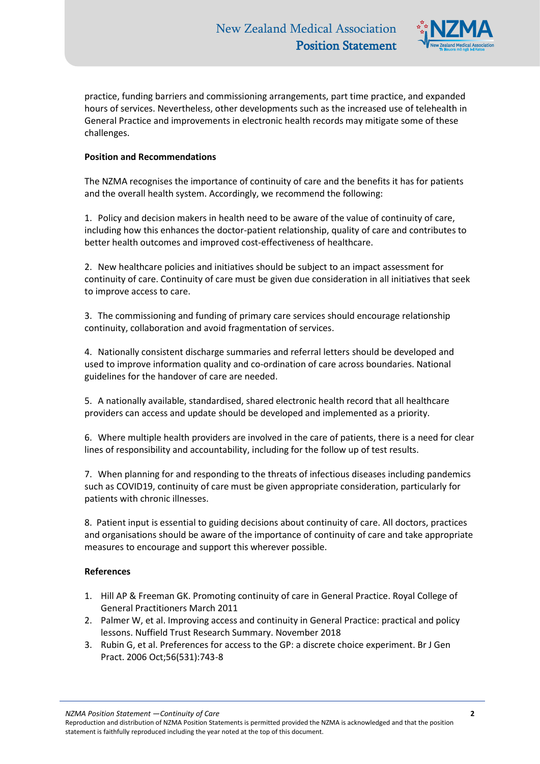practice, funding barriers and commissioning arrangements, part time practice, and expanded hours of services. Nevertheless, other developments such as the increased use of telehealth in General Practice and improvements in electronic health records may mitigate some of these challenges.

**Position and Recommendations**

The NZMA recognises the importance of continuity of care and the benefits it has for patients and the overall health system. Accordingly, we recommend the following:

1. Policy and decision makers in health need to be aware of the value of continuity of care, including how this enhances the doctor-patient relationship, quality of care and contributes to better health outcomes and improved cost-effectiveness of healthcare.

2. New healthcare policies and initiatives should be subject to an impact assessment for continuity of care. Continuity of care must be given due consideration in all initiatives that seek to improve access to care.

3. The commissioning and funding of primary care services should encourage relationship continuity, collaboration and avoid fragmentation of services.

4. Nationally consistent discharge summaries and referral letters should be developed and used to improve information quality and co-ordination of care across boundaries. National guidelines for the handover of care are needed.

5. A nationally available, standardised, shared electronic health record that all healthcare providers can access and update should be developed and implemented as a priority.

6. Where multiple health providers are involved in the care of patients, there is a need for clear lines of responsibility and accountability, including for the follow up of test results.

7. When planning for and responding to the threats of infectious diseases including pandemics such as COVID19, continuity of care must be given appropriate consideration, particularly for patients with chronic illnesses.

8. Patient input is essential to guiding decisions about continuity of care. All doctors, practices and organisations should be aware of the importance of continuity of care and take appropriate measures to encourage and support this wherever possible.

**References**

1. Hill AP & Freeman GK. Promoting continuity of care in General Practice. Royal College of General Practitioners March 2011
2. Palmer W, et al. Improving access and continuity in General Practice: practical and policy lessons. Nuffield Trust Research Summary. November 2018
3. Rubin G, et al. Preferences for access to the GP: a discrete choice experiment. Br J Gen Pract. 2006 Oct;56(531):743-8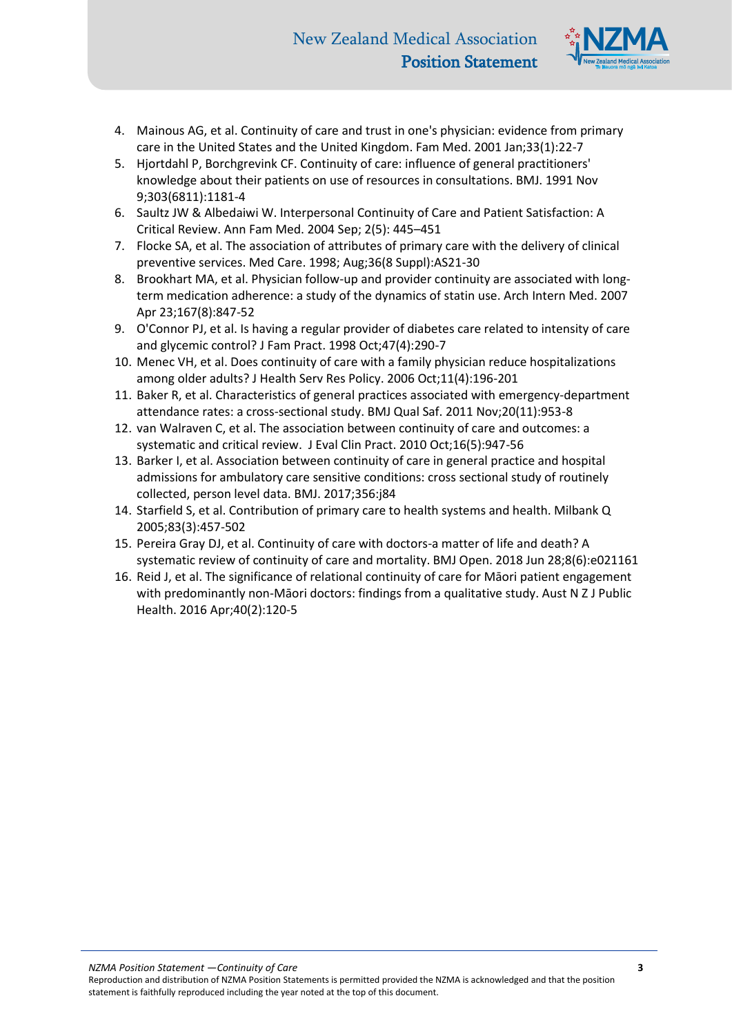4. Mainous AG, et al. Continuity of care and trust in one's physician: evidence from primary care in the United States and the United Kingdom. Fam Med. 2001 Jan;33(1):22-7
5. Hjortdahl P, Borchgrevink CF. Continuity of care: influence of general practitioners' knowledge about their patients on use of resources in consultations. BMJ. 1991 Nov 9;303(6811):1181-4
6. Saultz JW & Albedaiwi W. Interpersonal Continuity of Care and Patient Satisfaction: A Critical Review. Ann Fam Med. 2004 Sep; 2(5): 445–451
7. Flocke SA, et al. The association of attributes of primary care with the delivery of clinical preventive services. Med Care. 1998; Aug;36(8 Suppl):AS21-30
8. Brookhart MA, et al. Physician follow-up and provider continuity are associated with long-term medication adherence: a study of the dynamics of statin use. Arch Intern Med. 2007 Apr 23;167(8):847-52
9. O'Connor PJ, et al. Is having a regular provider of diabetes care related to intensity of care and glycemic control? J Fam Pract. 1998 Oct;47(4):290-7
10. Menec VH, et al. Does continuity of care with a family physician reduce hospitalizations among older adults? J Health Serv Res Policy. 2006 Oct;11(4):196-201
11. Baker R, et al. Characteristics of general practices associated with emergency-department attendance rates: a cross-sectional study. BMJ Qual Saf. 2011 Nov;20(11):953-8
12. van Walraven C, et al. The association between continuity of care and outcomes: a systematic and critical review. J Eval Clin Pract. 2010 Oct;16(5):947-56
13. Barker I, et al. Association between continuity of care in general practice and hospital admissions for ambulatory care sensitive conditions: cross sectional study of routinely collected, person level data. BMJ. 2017;356:j84
14. Starfield S, et al. Contribution of primary care to health systems and health. Milbank Q 2005;83(3):457-502
15. Pereira Gray DJ, et al. Continuity of care with doctors-a matter of life and death? A systematic review of continuity of care and mortality. BMJ Open. 2018 Jun 28;8(6):e021161
16. Reid J, et al. The significance of relational continuity of care for Māori patient engagement with predominantly non-Māori doctors: findings from a qualitative study. Aust N Z J Public Health. 2016 Apr;40(2):120-5